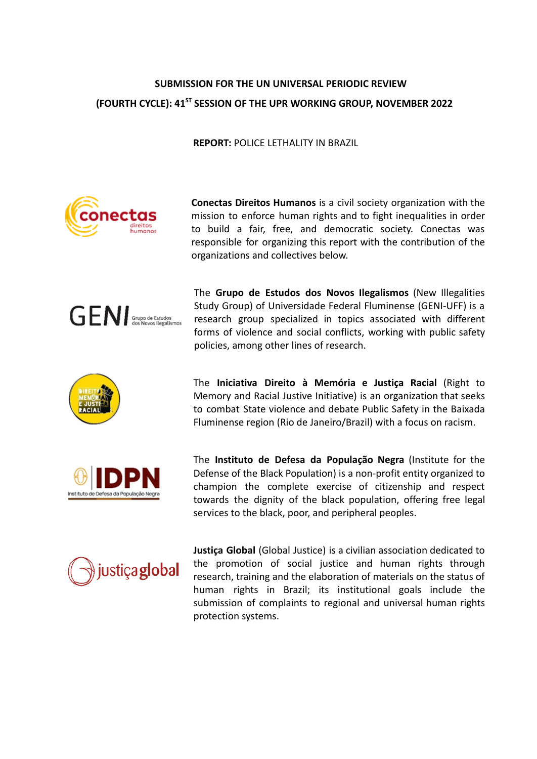**SUBMISSION FOR THE UN UNIVERSAL PERIODIC REVIEW**

**(FOURTH CYCLE): 41[ST] SESSION OF THE UPR WORKING GROUP, NOVEMBER 2022**

**REPORT:** POLICE LETHALITY IN BRAZIL

**Conectas Direitos Humanos** is a civil society organization with the mission to enforce human rights and to fight inequalities in order to build a fair, free, and democratic society. Conectas was responsible for organizing this report with the contribution of the organizations and collectives below.

The **Grupo de Estudos dos Novos Ilegalismos** (New Illegalities Study Group) of Universidade Federal Fluminense (GENI-UFF) is a research group specialized in topics associated with different forms of violence and social conflicts, working with public safety policies, among other lines of research.

The **Iniciativa Direito à Memória e Justiça Racial** (Right to Memory and Racial Justive Initiative) is an organization that seeks to combat State violence and debate Public Safety in the Baixada Fluminense region (Rio de Janeiro/Brazil) with a focus on racism.

The **Instituto de Defesa da População Negra** (Institute for the Defense of the Black Population) is a non-profit entity organized to champion the complete exercise of citizenship and respect towards the dignity of the black population, offering free legal services to the black, poor, and peripheral peoples.

**Justiça Global** (Global Justice) is a civilian association dedicated to the promotion of social justice and human rights through research, training and the elaboration of materials on the status of human rights in Brazil; its institutional goals include the submission of complaints to regional and universal human rights protection systems.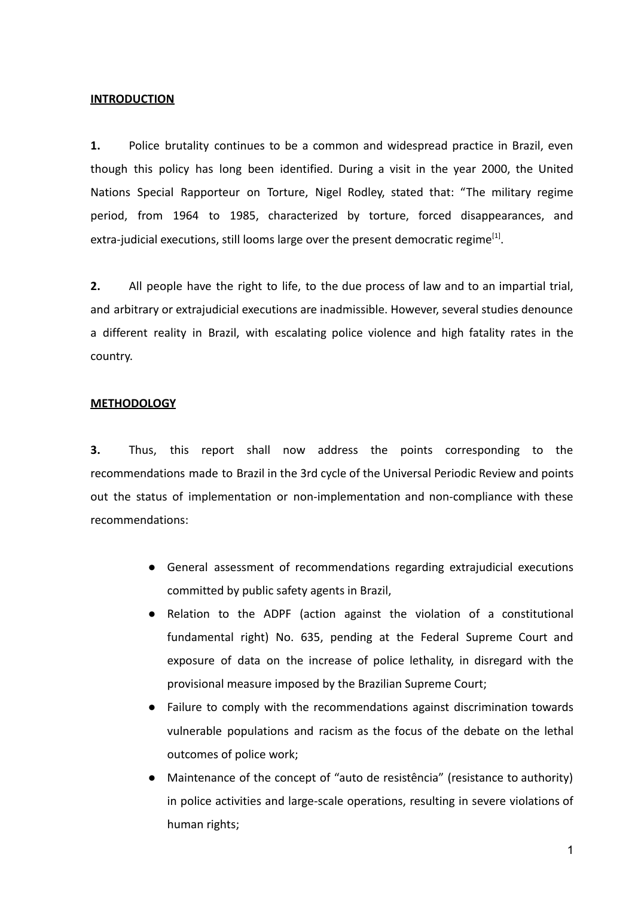**INTRODUCTION**

**1.** Police brutality continues to be a common and widespread practice in Brazil, even though this policy has long been identified. During a visit in the year 2000, the United Nations Special Rapporteur on Torture, Nigel Rodley, stated that: "The military regime period, from 1964 to 1985, characterized by torture, forced disappearances, and extra-judicial executions, still looms large over the present democratic regime[1].

**2.** All people have the right to life, to the due process of law and to an impartial trial, and arbitrary or extrajudicial executions are inadmissible. However, several studies denounce a different reality in Brazil, with escalating police violence and high fatality rates in the country.

**METHODOLOGY**

**3.** Thus, this report shall now address the points corresponding to the recommendations made to Brazil in the 3rd cycle of the Universal Periodic Review and points out the status of implementation or non-implementation and non-compliance with these recommendations:

- General assessment of recommendations regarding extrajudicial executions committed by public safety agents in Brazil,
- Relation to the ADPF (action against the violation of a constitutional fundamental right) No. 635, pending at the Federal Supreme Court and exposure of data on the increase of police lethality, in disregard with the provisional measure imposed by the Brazilian Supreme Court;
- Failure to comply with the recommendations against discrimination towards vulnerable populations and racism as the focus of the debate on the lethal outcomes of police work;
- Maintenance of the concept of "auto de resistência" (resistance to authority) in police activities and large-scale operations, resulting in severe violations of human rights;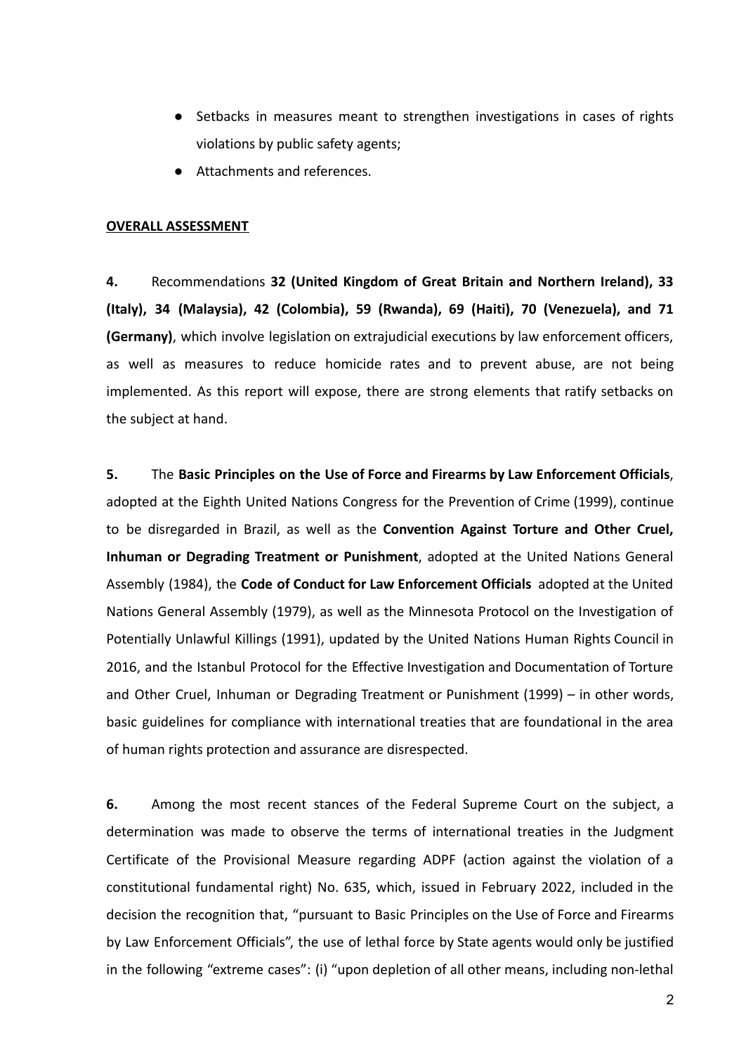- Setbacks in measures meant to strengthen investigations in cases of rights violations by public safety agents;
- Attachments and references.

**OVERALL ASSESSMENT**

**4.** Recommendations **32 (United Kingdom of Great Britain and Northern Ireland), 33 (Italy), 34 (Malaysia), 42 (Colombia), 59 (Rwanda), 69 (Haiti), 70 (Venezuela), and 71 (Germany)**, which involve legislation on extrajudicial executions by law enforcement officers, as well as measures to reduce homicide rates and to prevent abuse, are not being implemented. As this report will expose, there are strong elements that ratify setbacks on the subject at hand.

**5.** The **Basic Principles on the Use of Force and Firearms by Law Enforcement Officials**, adopted at the Eighth United Nations Congress for the Prevention of Crime (1999), continue to be disregarded in Brazil, as well as the **Convention Against Torture and Other Cruel, Inhuman or Degrading Treatment or Punishment**, adopted at the United Nations General Assembly (1984), the **Code of Conduct for Law Enforcement Officials** adopted at the United Nations General Assembly (1979), as well as the Minnesota Protocol on the Investigation of Potentially Unlawful Killings (1991), updated by the United Nations Human Rights Council in 2016, and the Istanbul Protocol for the Effective Investigation and Documentation of Torture and Other Cruel, Inhuman or Degrading Treatment or Punishment (1999) – in other words, basic guidelines for compliance with international treaties that are foundational in the area of human rights protection and assurance are disrespected.

**6.** Among the most recent stances of the Federal Supreme Court on the subject, a determination was made to observe the terms of international treaties in the Judgment Certificate of the Provisional Measure regarding ADPF (action against the violation of a constitutional fundamental right) No. 635, which, issued in February 2022, included in the decision the recognition that, "pursuant to Basic Principles on the Use of Force and Firearms by Law Enforcement Officials", the use of lethal force by State agents would only be justified in the following "extreme cases": (i) "upon depletion of all other means, including non-lethal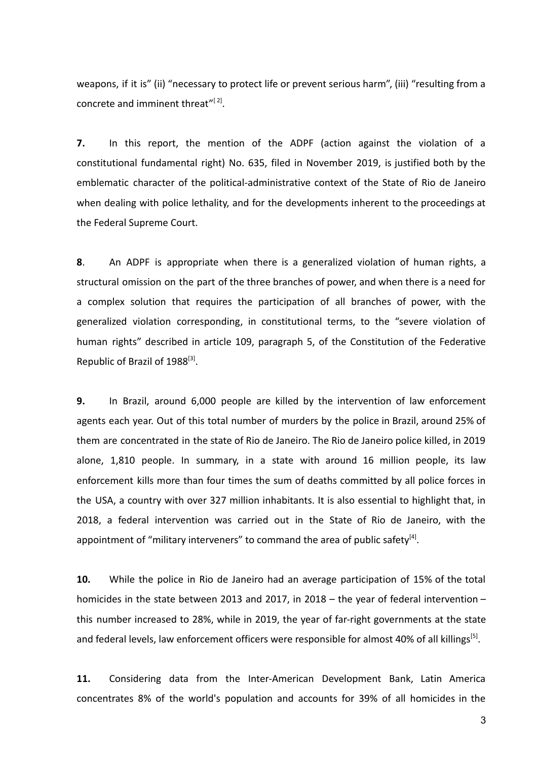weapons, if it is" (ii) "necessary to protect life or prevent serious harm", (iii) "resulting from a concrete and imminent threat"[2].

**7.** In this report, the mention of the ADPF (action against the violation of a constitutional fundamental right) No. 635, filed in November 2019, is justified both by the emblematic character of the political-administrative context of the State of Rio de Janeiro when dealing with police lethality, and for the developments inherent to the proceedings at the Federal Supreme Court.

**8**. An ADPF is appropriate when there is a generalized violation of human rights, a structural omission on the part of the three branches of power, and when there is a need for a complex solution that requires the participation of all branches of power, with the generalized violation corresponding, in constitutional terms, to the "severe violation of human rights" described in article 109, paragraph 5, of the Constitution of the Federative Republic of Brazil of 1988[3].

**9.** In Brazil, around 6,000 people are killed by the intervention of law enforcement agents each year. Out of this total number of murders by the police in Brazil, around 25% of them are concentrated in the state of Rio de Janeiro. The Rio de Janeiro police killed, in 2019 alone, 1,810 people. In summary, in a state with around 16 million people, its law enforcement kills more than four times the sum of deaths committed by all police forces in the USA, a country with over 327 million inhabitants. It is also essential to highlight that, in 2018, a federal intervention was carried out in the State of Rio de Janeiro, with the appointment of "military interveners" to command the area of public safety[4].

**10.** While the police in Rio de Janeiro had an average participation of 15% of the total homicides in the state between 2013 and 2017, in 2018 – the year of federal intervention – this number increased to 28%, while in 2019, the year of far-right governments at the state and federal levels, law enforcement officers were responsible for almost 40% of all killings[5].

**11.** Considering data from the Inter-American Development Bank, Latin America concentrates 8% of the world's population and accounts for 39% of all homicides in the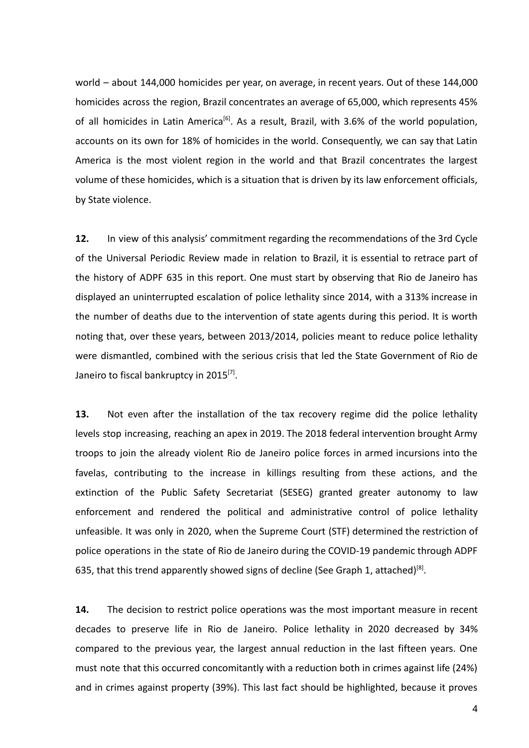world – about 144,000 homicides per year, on average, in recent years. Out of these 144,000 homicides across the region, Brazil concentrates an average of 65,000, which represents 45% of all homicides in Latin America[6]. As a result, Brazil, with 3.6% of the world population, accounts on its own for 18% of homicides in the world. Consequently, we can say that Latin America is the most violent region in the world and that Brazil concentrates the largest volume of these homicides, which is a situation that is driven by its law enforcement officials, by State violence.

**12.** In view of this analysis' commitment regarding the recommendations of the 3rd Cycle of the Universal Periodic Review made in relation to Brazil, it is essential to retrace part of the history of ADPF 635 in this report. One must start by observing that Rio de Janeiro has displayed an uninterrupted escalation of police lethality since 2014, with a 313% increase in the number of deaths due to the intervention of state agents during this period. It is worth noting that, over these years, between 2013/2014, policies meant to reduce police lethality were dismantled, combined with the serious crisis that led the State Government of Rio de Janeiro to fiscal bankruptcy in 2015[7].

**13.** Not even after the installation of the tax recovery regime did the police lethality levels stop increasing, reaching an apex in 2019. The 2018 federal intervention brought Army troops to join the already violent Rio de Janeiro police forces in armed incursions into the favelas, contributing to the increase in killings resulting from these actions, and the extinction of the Public Safety Secretariat (SESEG) granted greater autonomy to law enforcement and rendered the political and administrative control of police lethality unfeasible. It was only in 2020, when the Supreme Court (STF) determined the restriction of police operations in the state of Rio de Janeiro during the COVID-19 pandemic through ADPF 635, that this trend apparently showed signs of decline (See Graph 1, attached)[8].

**14.** The decision to restrict police operations was the most important measure in recent decades to preserve life in Rio de Janeiro. Police lethality in 2020 decreased by 34% compared to the previous year, the largest annual reduction in the last fifteen years. One must note that this occurred concomitantly with a reduction both in crimes against life (24%) and in crimes against property (39%). This last fact should be highlighted, because it proves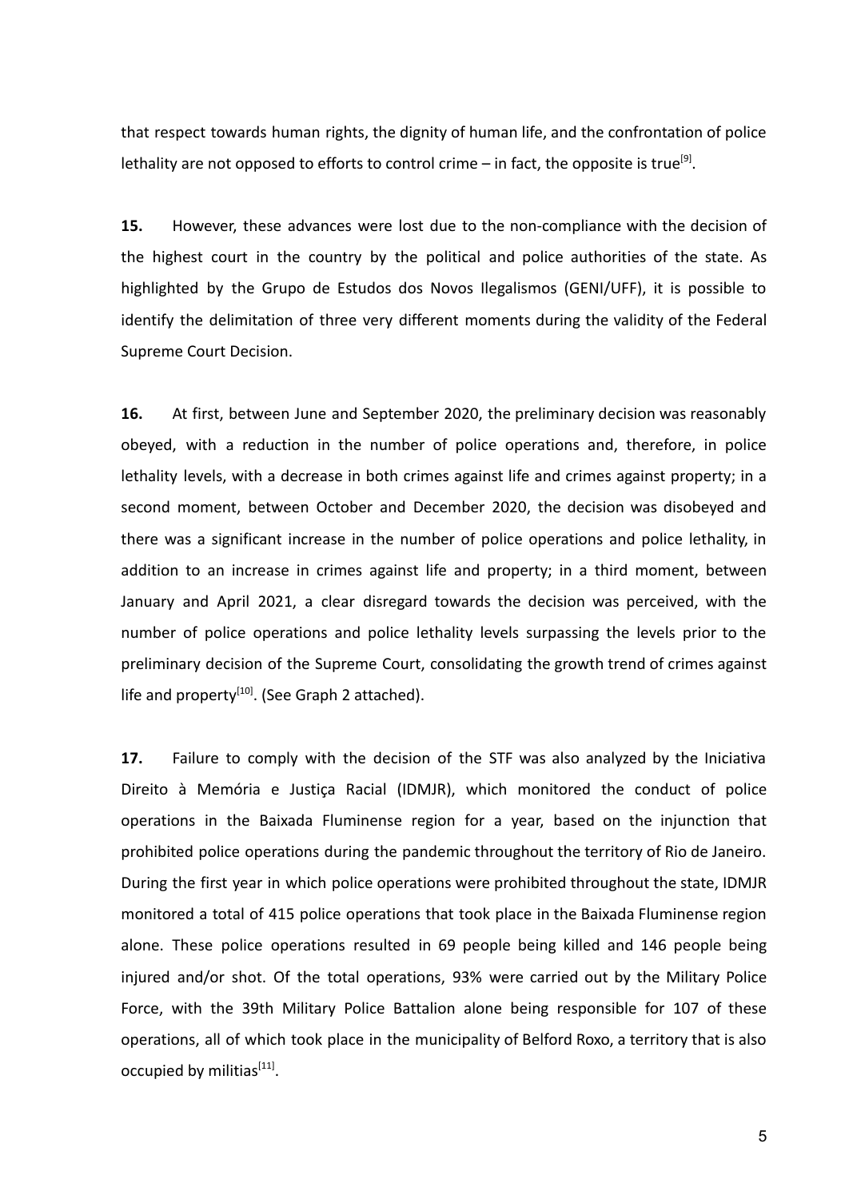that respect towards human rights, the dignity of human life, and the confrontation of police lethality are not opposed to efforts to control crime – in fact, the opposite is true[9].

**15.** However, these advances were lost due to the non-compliance with the decision of the highest court in the country by the political and police authorities of the state. As highlighted by the Grupo de Estudos dos Novos Ilegalismos (GENI/UFF), it is possible to identify the delimitation of three very different moments during the validity of the Federal Supreme Court Decision.

**16.** At first, between June and September 2020, the preliminary decision was reasonably obeyed, with a reduction in the number of police operations and, therefore, in police lethality levels, with a decrease in both crimes against life and crimes against property; in a second moment, between October and December 2020, the decision was disobeyed and there was a significant increase in the number of police operations and police lethality, in addition to an increase in crimes against life and property; in a third moment, between January and April 2021, a clear disregard towards the decision was perceived, with the number of police operations and police lethality levels surpassing the levels prior to the preliminary decision of the Supreme Court, consolidating the growth trend of crimes against life and property[10]. (See Graph 2 attached).

**17.** Failure to comply with the decision of the STF was also analyzed by the Iniciativa Direito à Memória e Justiça Racial (IDMJR), which monitored the conduct of police operations in the Baixada Fluminense region for a year, based on the injunction that prohibited police operations during the pandemic throughout the territory of Rio de Janeiro. During the first year in which police operations were prohibited throughout the state, IDMJR monitored a total of 415 police operations that took place in the Baixada Fluminense region alone. These police operations resulted in 69 people being killed and 146 people being injured and/or shot. Of the total operations, 93% were carried out by the Military Police Force, with the 39th Military Police Battalion alone being responsible for 107 of these operations, all of which took place in the municipality of Belford Roxo, a territory that is also occupied by militias[11].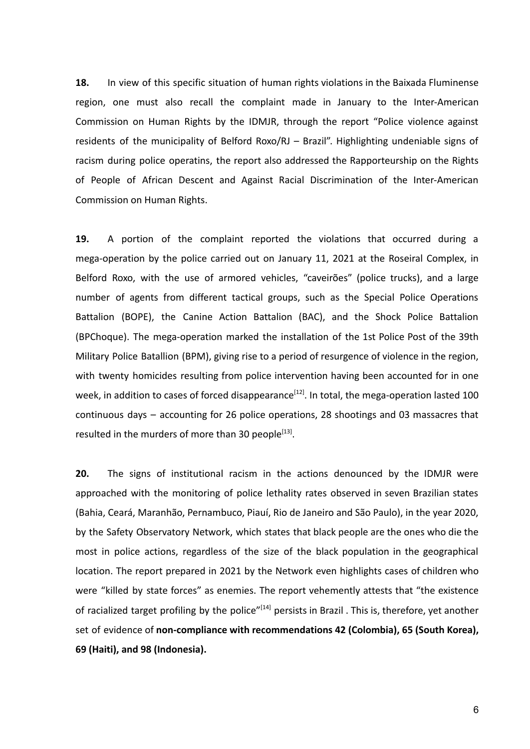**18.** In view of this specific situation of human rights violations in the Baixada Fluminense region, one must also recall the complaint made in January to the Inter-American Commission on Human Rights by the IDMJR, through the report "Police violence against residents of the municipality of Belford Roxo/RJ – Brazil". Highlighting undeniable signs of racism during police operatins, the report also addressed the Rapporteurship on the Rights of People of African Descent and Against Racial Discrimination of the Inter-American Commission on Human Rights.

**19.** A portion of the complaint reported the violations that occurred during a mega-operation by the police carried out on January 11, 2021 at the Roseiral Complex, in Belford Roxo, with the use of armored vehicles, "caveirões" (police trucks), and a large number of agents from different tactical groups, such as the Special Police Operations Battalion (BOPE), the Canine Action Battalion (BAC), and the Shock Police Battalion (BPChoque). The mega-operation marked the installation of the 1st Police Post of the 39th Military Police Batallion (BPM), giving rise to a period of resurgence of violence in the region, with twenty homicides resulting from police intervention having been accounted for in one week, in addition to cases of forced disappearance[12]. In total, the mega-operation lasted 100 continuous days – accounting for 26 police operations, 28 shootings and 03 massacres that resulted in the murders of more than 30 people[13].

**20.** The signs of institutional racism in the actions denounced by the IDMJR were approached with the monitoring of police lethality rates observed in seven Brazilian states (Bahia, Ceará, Maranhão, Pernambuco, Piauí, Rio de Janeiro and São Paulo), in the year 2020, by the Safety Observatory Network, which states that black people are the ones who die the most in police actions, regardless of the size of the black population in the geographical location. The report prepared in 2021 by the Network even highlights cases of children who were "killed by state forces" as enemies. The report vehemently attests that "the existence of racialized target profiling by the police"[14] persists in Brazil . This is, therefore, yet another set of evidence of **non-compliance with recommendations 42 (Colombia), 65 (South Korea), 69 (Haiti), and 98 (Indonesia).**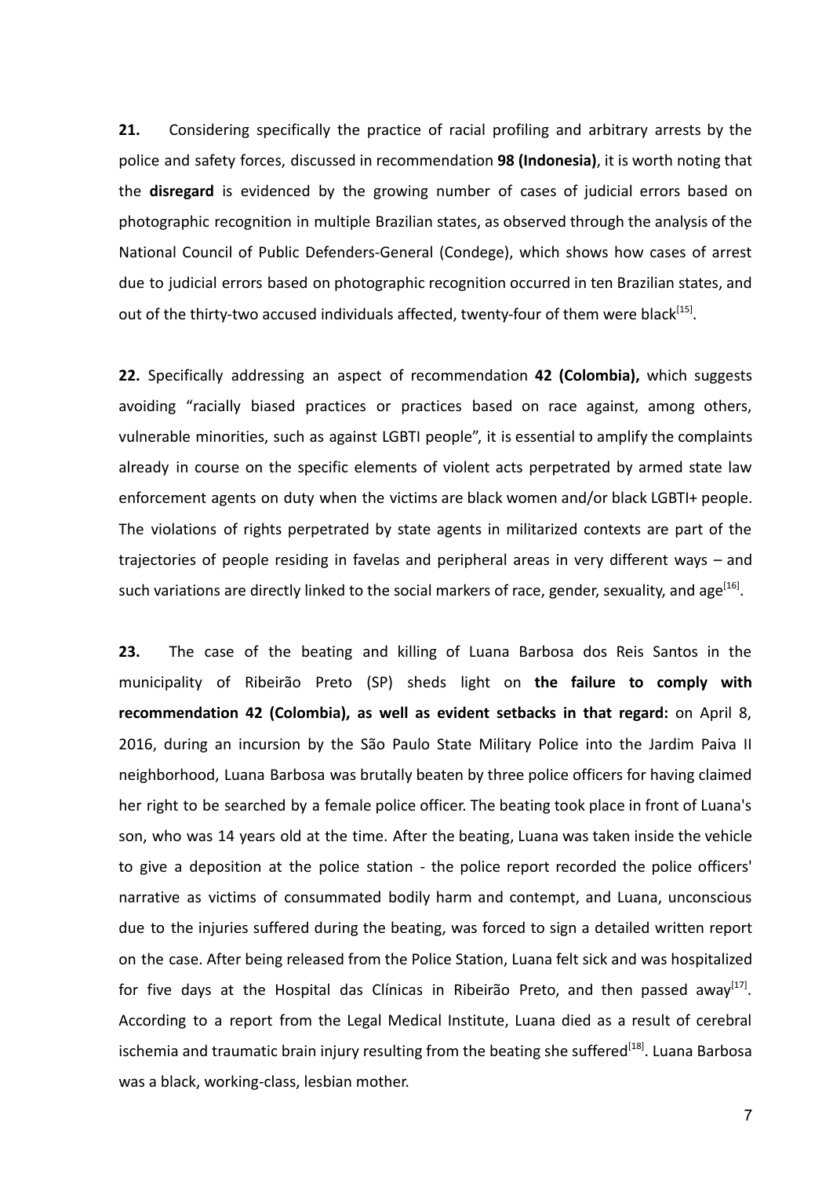**21.** Considering specifically the practice of racial profiling and arbitrary arrests by the police and safety forces, discussed in recommendation **98 (Indonesia)**, it is worth noting that the **disregard** is evidenced by the growing number of cases of judicial errors based on photographic recognition in multiple Brazilian states, as observed through the analysis of the National Council of Public Defenders-General (Condege), which shows how cases of arrest due to judicial errors based on photographic recognition occurred in ten Brazilian states, and out of the thirty-two accused individuals affected, twenty-four of them were black[15].

**22.** Specifically addressing an aspect of recommendation **42 (Colombia),** which suggests avoiding "racially biased practices or practices based on race against, among others, vulnerable minorities, such as against LGBTI people", it is essential to amplify the complaints already in course on the specific elements of violent acts perpetrated by armed state law enforcement agents on duty when the victims are black women and/or black LGBTI+ people. The violations of rights perpetrated by state agents in militarized contexts are part of the trajectories of people residing in favelas and peripheral areas in very different ways – and such variations are directly linked to the social markers of race, gender, sexuality, and age[16].

**23.** The case of the beating and killing of Luana Barbosa dos Reis Santos in the municipality of Ribeirão Preto (SP) sheds light on **the failure to comply with recommendation 42 (Colombia), as well as evident setbacks in that regard:** on April 8, 2016, during an incursion by the São Paulo State Military Police into the Jardim Paiva II neighborhood, Luana Barbosa was brutally beaten by three police officers for having claimed her right to be searched by a female police officer. The beating took place in front of Luana's son, who was 14 years old at the time. After the beating, Luana was taken inside the vehicle to give a deposition at the police station - the police report recorded the police officers' narrative as victims of consummated bodily harm and contempt, and Luana, unconscious due to the injuries suffered during the beating, was forced to sign a detailed written report on the case. After being released from the Police Station, Luana felt sick and was hospitalized for five days at the Hospital das Clínicas in Ribeirão Preto, and then passed away[17]. According to a report from the Legal Medical Institute, Luana died as a result of cerebral ischemia and traumatic brain injury resulting from the beating she suffered[18]. Luana Barbosa was a black, working-class, lesbian mother.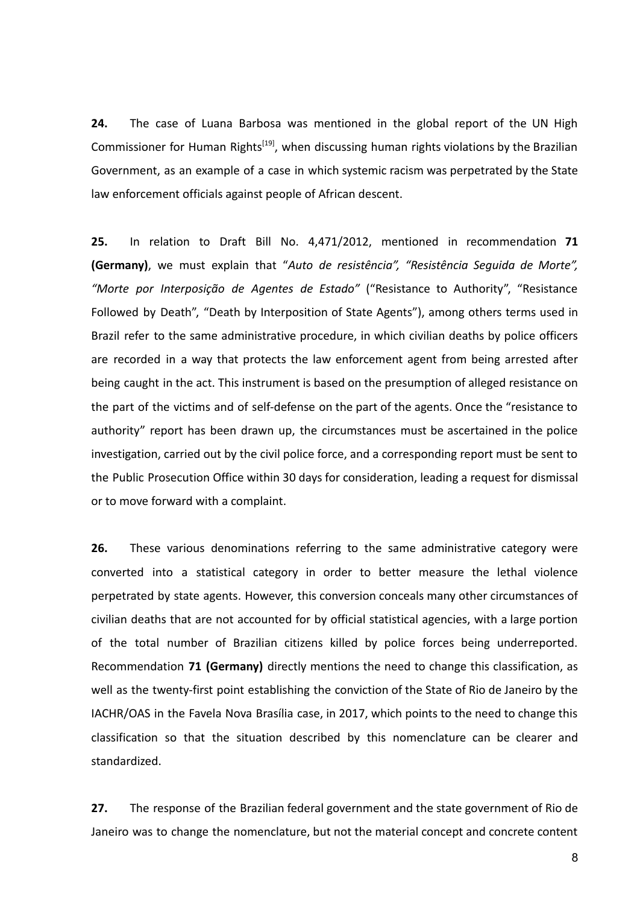**24.** The case of Luana Barbosa was mentioned in the global report of the UN High Commissioner for Human Rights[19], when discussing human rights violations by the Brazilian Government, as an example of a case in which systemic racism was perpetrated by the State law enforcement officials against people of African descent.

**25.** In relation to Draft Bill No. 4,471/2012, mentioned in recommendation **71 (Germany)**, we must explain that "*Auto de resistência", "Resistência Seguida de Morte", "Morte por Interposição de Agentes de Estado"* ("Resistance to Authority", "Resistance Followed by Death", "Death by Interposition of State Agents"), among others terms used in Brazil refer to the same administrative procedure, in which civilian deaths by police officers are recorded in a way that protects the law enforcement agent from being arrested after being caught in the act. This instrument is based on the presumption of alleged resistance on the part of the victims and of self-defense on the part of the agents. Once the "resistance to authority" report has been drawn up, the circumstances must be ascertained in the police investigation, carried out by the civil police force, and a corresponding report must be sent to the Public Prosecution Office within 30 days for consideration, leading a request for dismissal or to move forward with a complaint.

**26.** These various denominations referring to the same administrative category were converted into a statistical category in order to better measure the lethal violence perpetrated by state agents. However, this conversion conceals many other circumstances of civilian deaths that are not accounted for by official statistical agencies, with a large portion of the total number of Brazilian citizens killed by police forces being underreported. Recommendation **71 (Germany)** directly mentions the need to change this classification, as well as the twenty-first point establishing the conviction of the State of Rio de Janeiro by the IACHR/OAS in the Favela Nova Brasília case, in 2017, which points to the need to change this classification so that the situation described by this nomenclature can be clearer and standardized.

**27.** The response of the Brazilian federal government and the state government of Rio de Janeiro was to change the nomenclature, but not the material concept and concrete content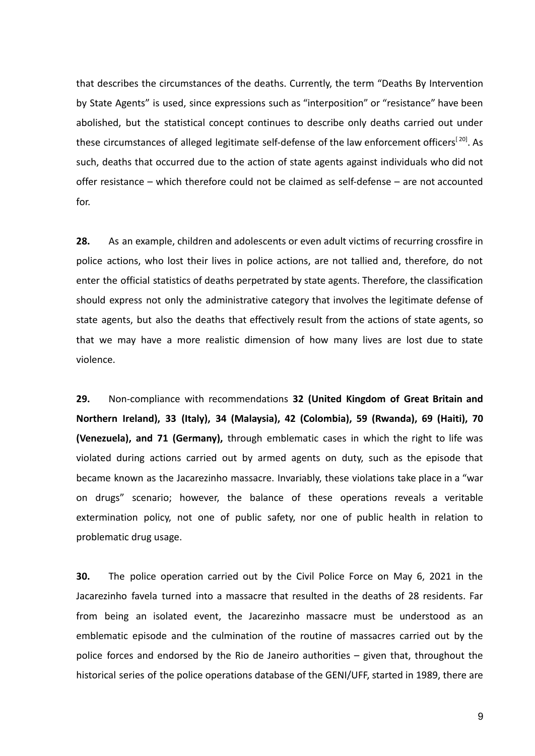that describes the circumstances of the deaths. Currently, the term "Deaths By Intervention by State Agents" is used, since expressions such as "interposition" or "resistance" have been abolished, but the statistical concept continues to describe only deaths carried out under these circumstances of alleged legitimate self-defense of the law enforcement officers[20]. As such, deaths that occurred due to the action of state agents against individuals who did not offer resistance – which therefore could not be claimed as self-defense – are not accounted for.

**28.** As an example, children and adolescents or even adult victims of recurring crossfire in police actions, who lost their lives in police actions, are not tallied and, therefore, do not enter the official statistics of deaths perpetrated by state agents. Therefore, the classification should express not only the administrative category that involves the legitimate defense of state agents, but also the deaths that effectively result from the actions of state agents, so that we may have a more realistic dimension of how many lives are lost due to state violence.

**29.** Non-compliance with recommendations **32 (United Kingdom of Great Britain and Northern Ireland), 33 (Italy), 34 (Malaysia), 42 (Colombia), 59 (Rwanda), 69 (Haiti), 70 (Venezuela), and 71 (Germany),** through emblematic cases in which the right to life was violated during actions carried out by armed agents on duty, such as the episode that became known as the Jacarezinho massacre. Invariably, these violations take place in a "war on drugs" scenario; however, the balance of these operations reveals a veritable extermination policy, not one of public safety, nor one of public health in relation to problematic drug usage.

**30.** The police operation carried out by the Civil Police Force on May 6, 2021 in the Jacarezinho favela turned into a massacre that resulted in the deaths of 28 residents. Far from being an isolated event, the Jacarezinho massacre must be understood as an emblematic episode and the culmination of the routine of massacres carried out by the police forces and endorsed by the Rio de Janeiro authorities – given that, throughout the historical series of the police operations database of the GENI/UFF, started in 1989, there are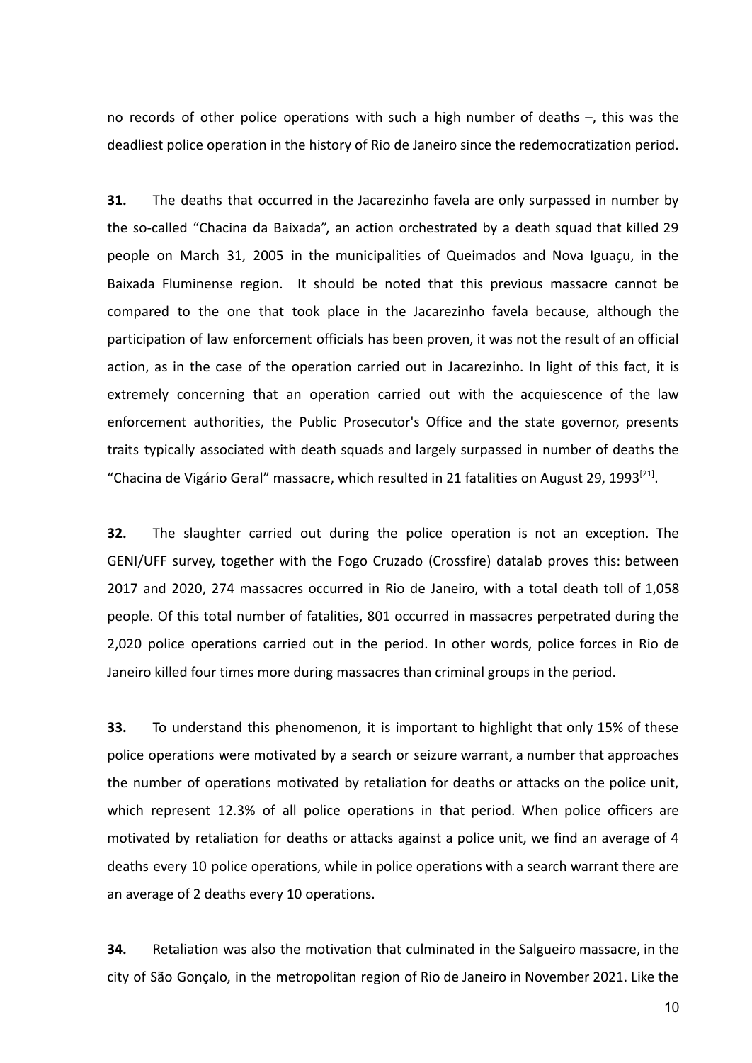no records of other police operations with such a high number of deaths –, this was the deadliest police operation in the history of Rio de Janeiro since the redemocratization period.

**31.** The deaths that occurred in the Jacarezinho favela are only surpassed in number by the so-called "Chacina da Baixada", an action orchestrated by a death squad that killed 29 people on March 31, 2005 in the municipalities of Queimados and Nova Iguaçu, in the Baixada Fluminense region. It should be noted that this previous massacre cannot be compared to the one that took place in the Jacarezinho favela because, although the participation of law enforcement officials has been proven, it was not the result of an official action, as in the case of the operation carried out in Jacarezinho. In light of this fact, it is extremely concerning that an operation carried out with the acquiescence of the law enforcement authorities, the Public Prosecutor's Office and the state governor, presents traits typically associated with death squads and largely surpassed in number of deaths the "Chacina de Vigário Geral" massacre, which resulted in 21 fatalities on August 29, 1993[21].

**32.** The slaughter carried out during the police operation is not an exception. The GENI/UFF survey, together with the Fogo Cruzado (Crossfire) datalab proves this: between 2017 and 2020, 274 massacres occurred in Rio de Janeiro, with a total death toll of 1,058 people. Of this total number of fatalities, 801 occurred in massacres perpetrated during the 2,020 police operations carried out in the period. In other words, police forces in Rio de Janeiro killed four times more during massacres than criminal groups in the period.

**33.** To understand this phenomenon, it is important to highlight that only 15% of these police operations were motivated by a search or seizure warrant, a number that approaches the number of operations motivated by retaliation for deaths or attacks on the police unit, which represent 12.3% of all police operations in that period. When police officers are motivated by retaliation for deaths or attacks against a police unit, we find an average of 4 deaths every 10 police operations, while in police operations with a search warrant there are an average of 2 deaths every 10 operations.

**34.** Retaliation was also the motivation that culminated in the Salgueiro massacre, in the city of São Gonçalo, in the metropolitan region of Rio de Janeiro in November 2021. Like the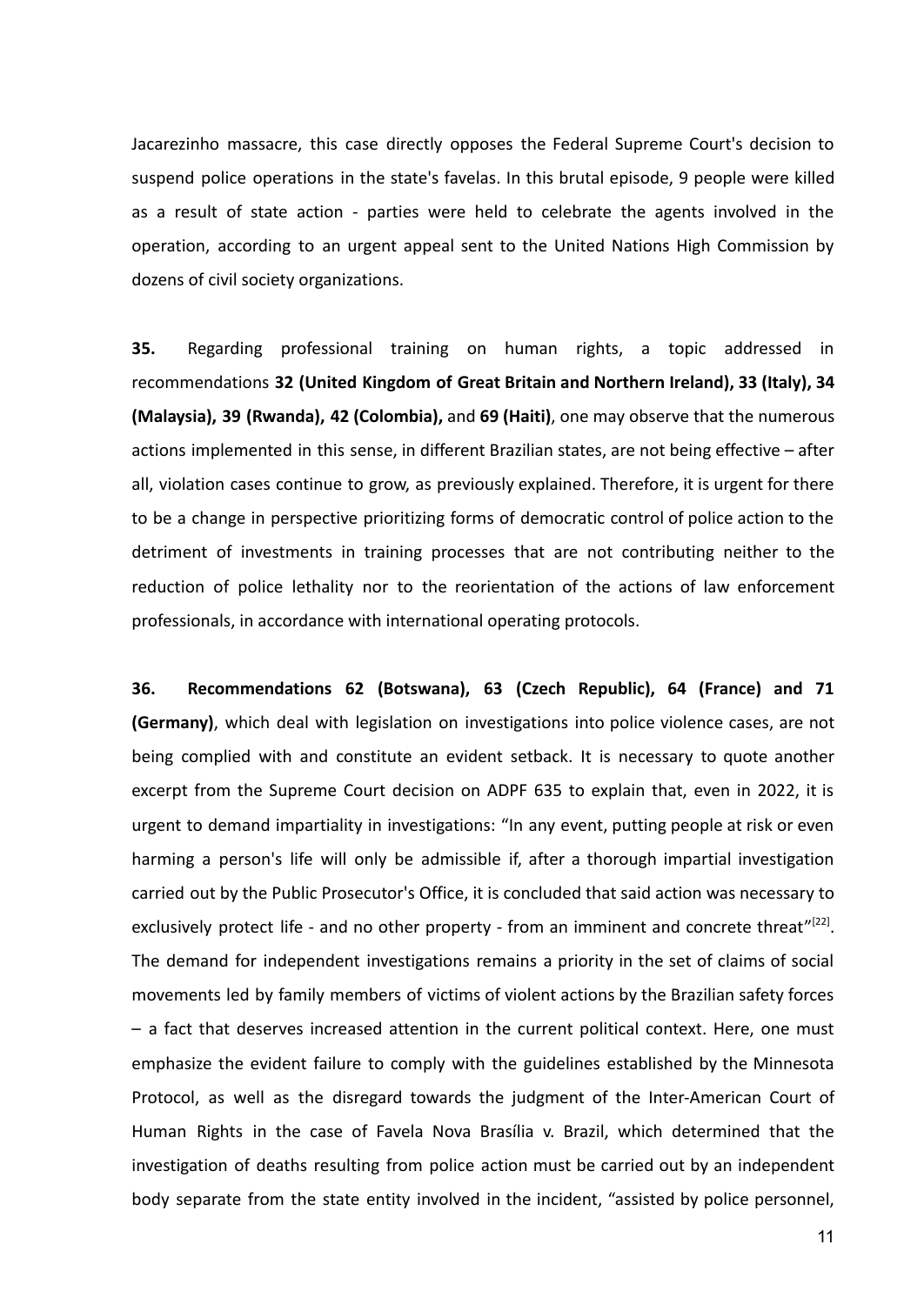Jacarezinho massacre, this case directly opposes the Federal Supreme Court's decision to suspend police operations in the state's favelas. In this brutal episode, 9 people were killed as a result of state action - parties were held to celebrate the agents involved in the operation, according to an urgent appeal sent to the United Nations High Commission by dozens of civil society organizations.

**35.** Regarding professional training on human rights, a topic addressed in recommendations **32 (United Kingdom of Great Britain and Northern Ireland), 33 (Italy), 34 (Malaysia), 39 (Rwanda), 42 (Colombia),** and **69 (Haiti)**, one may observe that the numerous actions implemented in this sense, in different Brazilian states, are not being effective – after all, violation cases continue to grow, as previously explained. Therefore, it is urgent for there to be a change in perspective prioritizing forms of democratic control of police action to the detriment of investments in training processes that are not contributing neither to the reduction of police lethality nor to the reorientation of the actions of law enforcement professionals, in accordance with international operating protocols.

**36. Recommendations 62 (Botswana), 63 (Czech Republic), 64 (France) and 71 (Germany)**, which deal with legislation on investigations into police violence cases, are not being complied with and constitute an evident setback. It is necessary to quote another excerpt from the Supreme Court decision on ADPF 635 to explain that, even in 2022, it is urgent to demand impartiality in investigations: "In any event, putting people at risk or even harming a person's life will only be admissible if, after a thorough impartial investigation carried out by the Public Prosecutor's Office, it is concluded that said action was necessary to exclusively protect life - and no other property - from an imminent and concrete threat"[22]. The demand for independent investigations remains a priority in the set of claims of social movements led by family members of victims of violent actions by the Brazilian safety forces – a fact that deserves increased attention in the current political context. Here, one must emphasize the evident failure to comply with the guidelines established by the Minnesota Protocol, as well as the disregard towards the judgment of the Inter-American Court of Human Rights in the case of Favela Nova Brasília v. Brazil, which determined that the investigation of deaths resulting from police action must be carried out by an independent body separate from the state entity involved in the incident, "assisted by police personnel,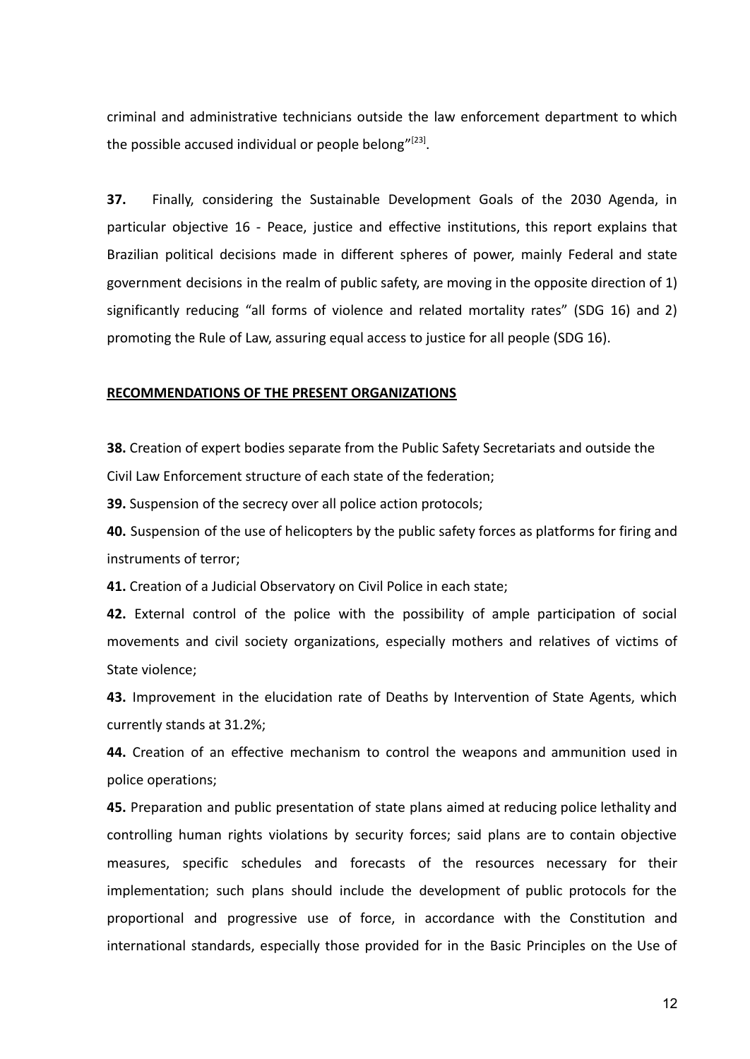criminal and administrative technicians outside the law enforcement department to which the possible accused individual or people belong"[23].

**37.** Finally, considering the Sustainable Development Goals of the 2030 Agenda, in particular objective 16 - Peace, justice and effective institutions, this report explains that Brazilian political decisions made in different spheres of power, mainly Federal and state government decisions in the realm of public safety, are moving in the opposite direction of 1) significantly reducing "all forms of violence and related mortality rates" (SDG 16) and 2) promoting the Rule of Law, assuring equal access to justice for all people (SDG 16).

**RECOMMENDATIONS OF THE PRESENT ORGANIZATIONS**

**38.** Creation of expert bodies separate from the Public Safety Secretariats and outside the Civil Law Enforcement structure of each state of the federation;

**39.** Suspension of the secrecy over all police action protocols;

**40.** Suspension of the use of helicopters by the public safety forces as platforms for firing and instruments of terror;

**41.** Creation of a Judicial Observatory on Civil Police in each state;

**42.** External control of the police with the possibility of ample participation of social movements and civil society organizations, especially mothers and relatives of victims of State violence;

**43.** Improvement in the elucidation rate of Deaths by Intervention of State Agents, which currently stands at 31.2%;

**44.** Creation of an effective mechanism to control the weapons and ammunition used in police operations;

**45.** Preparation and public presentation of state plans aimed at reducing police lethality and controlling human rights violations by security forces; said plans are to contain objective measures, specific schedules and forecasts of the resources necessary for their implementation; such plans should include the development of public protocols for the proportional and progressive use of force, in accordance with the Constitution and international standards, especially those provided for in the Basic Principles on the Use of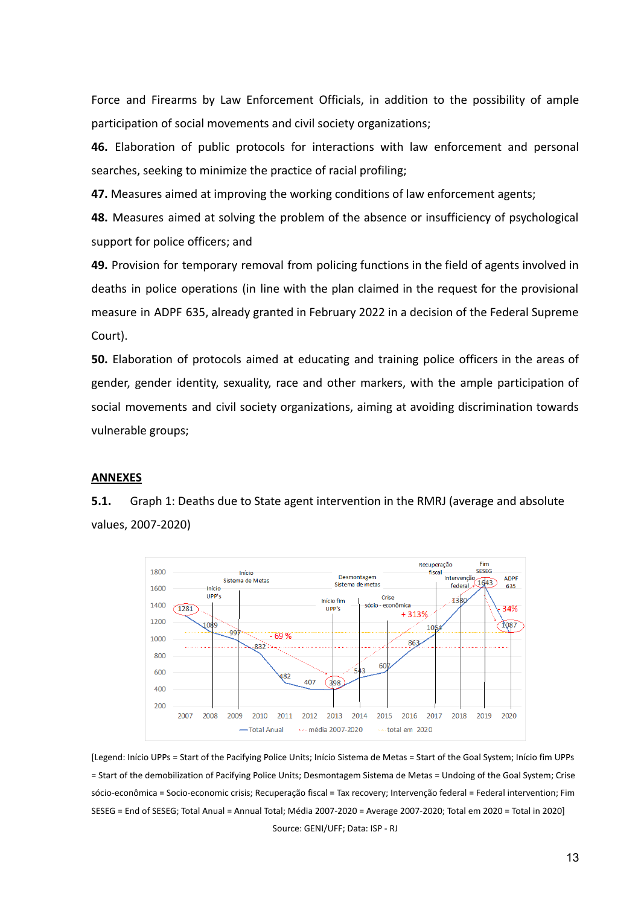Force and Firearms by Law Enforcement Officials, in addition to the possibility of ample participation of social movements and civil society organizations;

**46.** Elaboration of public protocols for interactions with law enforcement and personal searches, seeking to minimize the practice of racial profiling;

**47.** Measures aimed at improving the working conditions of law enforcement agents;

**48.** Measures aimed at solving the problem of the absence or insufficiency of psychological support for police officers; and

**49.** Provision for temporary removal from policing functions in the field of agents involved in deaths in police operations (in line with the plan claimed in the request for the provisional measure in ADPF 635, already granted in February 2022 in a decision of the Federal Supreme Court).

**50.** Elaboration of protocols aimed at educating and training police officers in the areas of gender, gender identity, sexuality, race and other markers, with the ample participation of social movements and civil society organizations, aiming at avoiding discrimination towards vulnerable groups;

## ANNEXES

**5.1.** Graph 1: Deaths due to State agent intervention in the RMRJ (average and absolute values, 2007-2020)

[Legend: Início UPPs = Start of the Pacifying Police Units; Início Sistema de Metas = Start of the Goal System; Início fim UPPs = Start of the demobilization of Pacifying Police Units; Desmontagem Sistema de Metas = Undoing of the Goal System; Crise sócio-econômica = Socio-economic crisis; Recuperação fiscal = Tax recovery; Intervenção federal = Federal intervention; Fim SESEG = End of SESEG; Total Anual = Annual Total; Média 2007-2020 = Average 2007-2020; Total em 2020 = Total in 2020]

Source: GENI/UFF; Data: ISP - RJ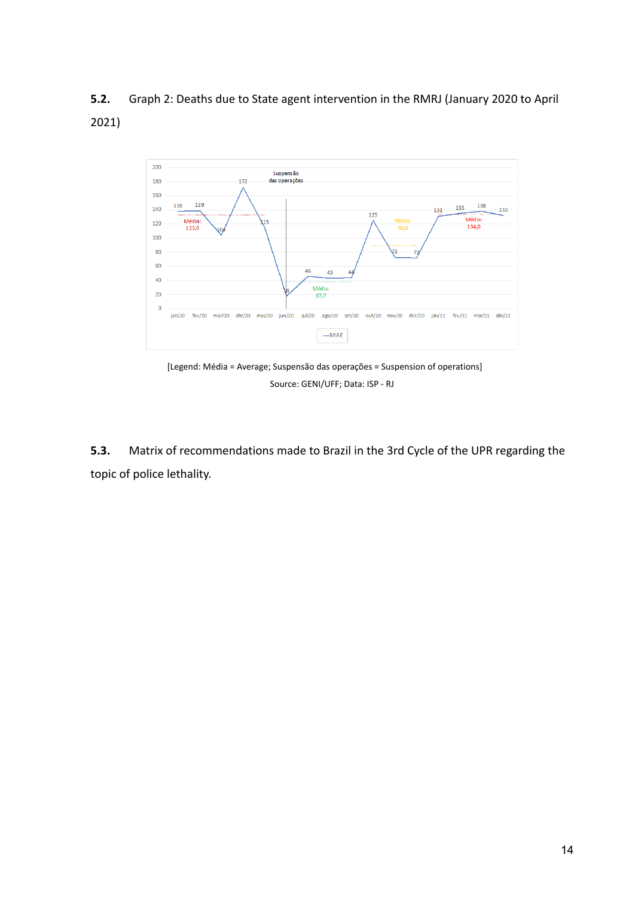**5.2.** Graph 2: Deaths due to State agent intervention in the RMRJ (January 2020 to April 2021)

[Legend: Média = Average; Suspensão das operações = Suspension of operations]

Source: GENI/UFF; Data: ISP - RJ

**5.3.** Matrix of recommendations made to Brazil in the 3rd Cycle of the UPR regarding the topic of police lethality.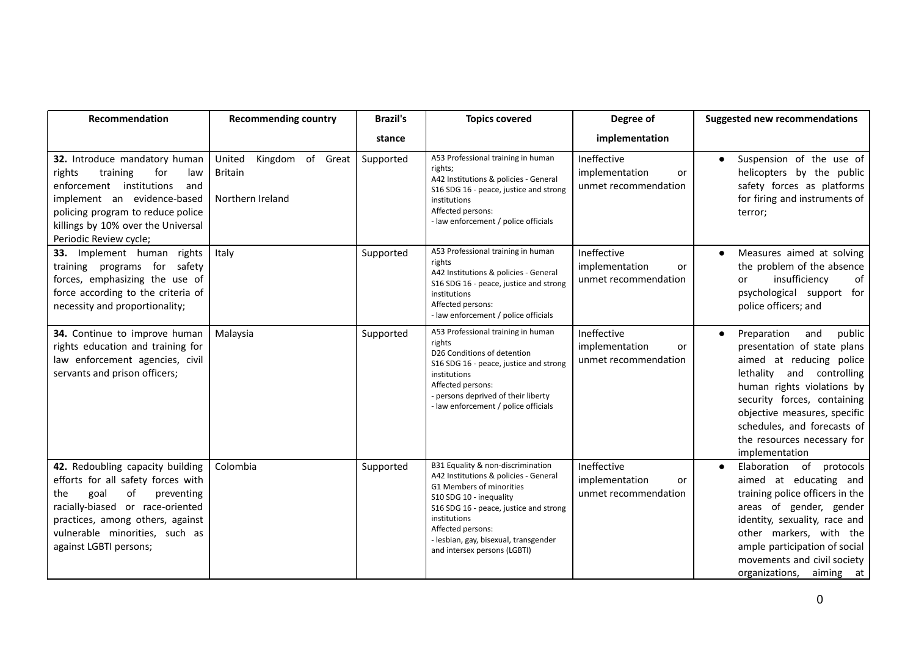| Recommendation | Recommending country | Brazil's stance | Topics covered | Degree of implementation | Suggested new recommendations |
|---|---|---|---|---|---|
| **32.** Introduce mandatory human rights training for law enforcement institutions and implement an evidence-based policing program to reduce police killings by 10% over the Universal Periodic Review cycle; | United Kingdom of Great Britain Northern Ireland | Supported | A53 Professional training in human rights; A42 Institutions & policies - General S16 SDG 16 - peace, justice and strong institutions Affected persons: - law enforcement / police officials | Ineffective implementation or unmet recommendation | • Suspension of the use of helicopters by the public safety forces as platforms for firing and instruments of terror; |
| **33.** Implement human rights training programs for safety forces, emphasizing the use of force according to the criteria of necessity and proportionality; | Italy | Supported | A53 Professional training in human rights A42 Institutions & policies - General S16 SDG 16 - peace, justice and strong institutions Affected persons: - law enforcement / police officials | Ineffective implementation or unmet recommendation | • Measures aimed at solving the problem of the absence or insufficiency of psychological support for police officers; and |
| **34.** Continue to improve human rights education and training for law enforcement agencies, civil servants and prison officers; | Malaysia | Supported | A53 Professional training in human rights D26 Conditions of detention S16 SDG 16 - peace, justice and strong institutions Affected persons: - persons deprived of their liberty - law enforcement / police officials | Ineffective implementation or unmet recommendation | • Preparation and public presentation of state plans aimed at reducing police lethality and controlling human rights violations by security forces, containing objective measures, specific schedules, and forecasts of the resources necessary for implementation |
| **42.** Redoubling capacity building efforts for all safety forces with the goal of preventing racially-biased or race-oriented practices, among others, against vulnerable minorities, such as against LGBTI persons; | Colombia | Supported | B31 Equality & non-discrimination A42 Institutions & policies - General G1 Members of minorities S10 SDG 10 - inequality S16 SDG 16 - peace, justice and strong institutions Affected persons: - lesbian, gay, bisexual, transgender and intersex persons (LGBTI) | Ineffective implementation or unmet recommendation | • Elaboration of protocols aimed at educating and training police officers in the areas of gender, gender identity, sexuality, race and other markers, with the ample participation of social movements and civil society organizations, aiming at |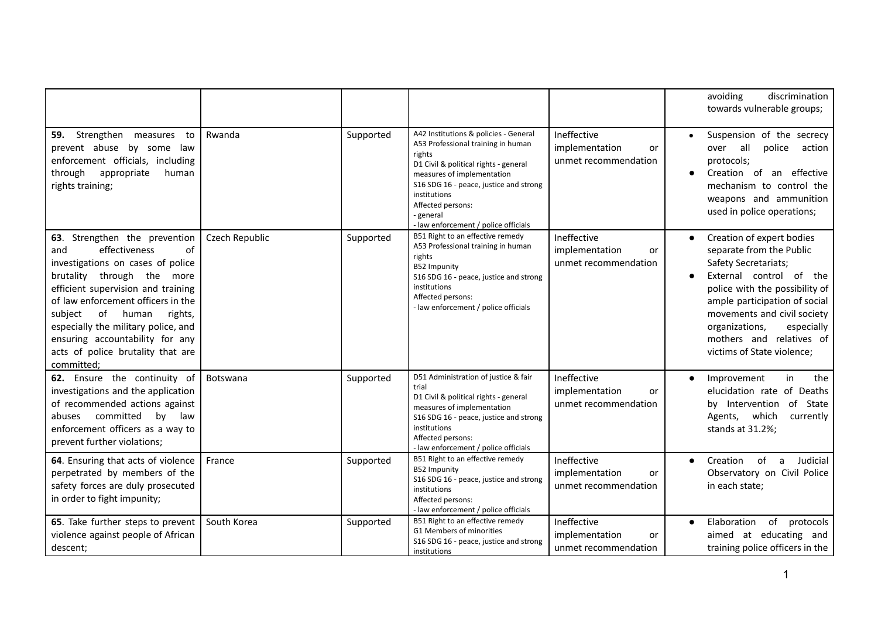| | | | | | |
|---|---|---|---|---|---|
| | | | | | avoiding discrimination towards vulnerable groups; |
| **59.** Strengthen measures to prevent abuse by some law enforcement officials, including through appropriate human rights training; | Rwanda | Supported | A42 Institutions & policies - General<br>A53 Professional training in human rights<br>D1 Civil & political rights - general measures of implementation<br>S16 SDG 16 - peace, justice and strong institutions<br>Affected persons:<br>- general<br>- law enforcement / police officials | Ineffective implementation or unmet recommendation | • Suspension of the secrecy over all police action protocols;<br>• Creation of an effective mechanism to control the weapons and ammunition used in police operations; |
| **63**. Strengthen the prevention and effectiveness of investigations on cases of police brutality through the more efficient supervision and training of law enforcement officers in the subject of human rights, especially the military police, and ensuring accountability for any acts of police brutality that are committed; | Czech Republic | Supported | B51 Right to an effective remedy<br>A53 Professional training in human rights<br>B52 Impunity<br>S16 SDG 16 - peace, justice and strong institutions<br>Affected persons:<br>- law enforcement / police officials | Ineffective implementation or unmet recommendation | • Creation of expert bodies separate from the Public Safety Secretariats;<br>• External control of the police with the possibility of ample participation of social movements and civil society organizations, especially mothers and relatives of victims of State violence; |
| **62.** Ensure the continuity of investigations and the application of recommended actions against abuses committed by law enforcement officers as a way to prevent further violations; | Botswana | Supported | D51 Administration of justice & fair trial<br>D1 Civil & political rights - general measures of implementation<br>S16 SDG 16 - peace, justice and strong institutions<br>Affected persons:<br>- law enforcement / police officials | Ineffective implementation or unmet recommendation | • Improvement in the elucidation rate of Deaths by Intervention of State Agents, which currently stands at 31.2%; |
| **64**. Ensuring that acts of violence perpetrated by members of the safety forces are duly prosecuted in order to fight impunity; | France | Supported | B51 Right to an effective remedy<br>B52 Impunity<br>S16 SDG 16 - peace, justice and strong institutions<br>Affected persons:<br>- law enforcement / police officials | Ineffective implementation or unmet recommendation | • Creation of a Judicial Observatory on Civil Police in each state; |
| **65**. Take further steps to prevent violence against people of African descent; | South Korea | Supported | B51 Right to an effective remedy<br>G1 Members of minorities<br>S16 SDG 16 - peace, justice and strong institutions | Ineffective implementation or unmet recommendation | • Elaboration of protocols aimed at educating and training police officers in the |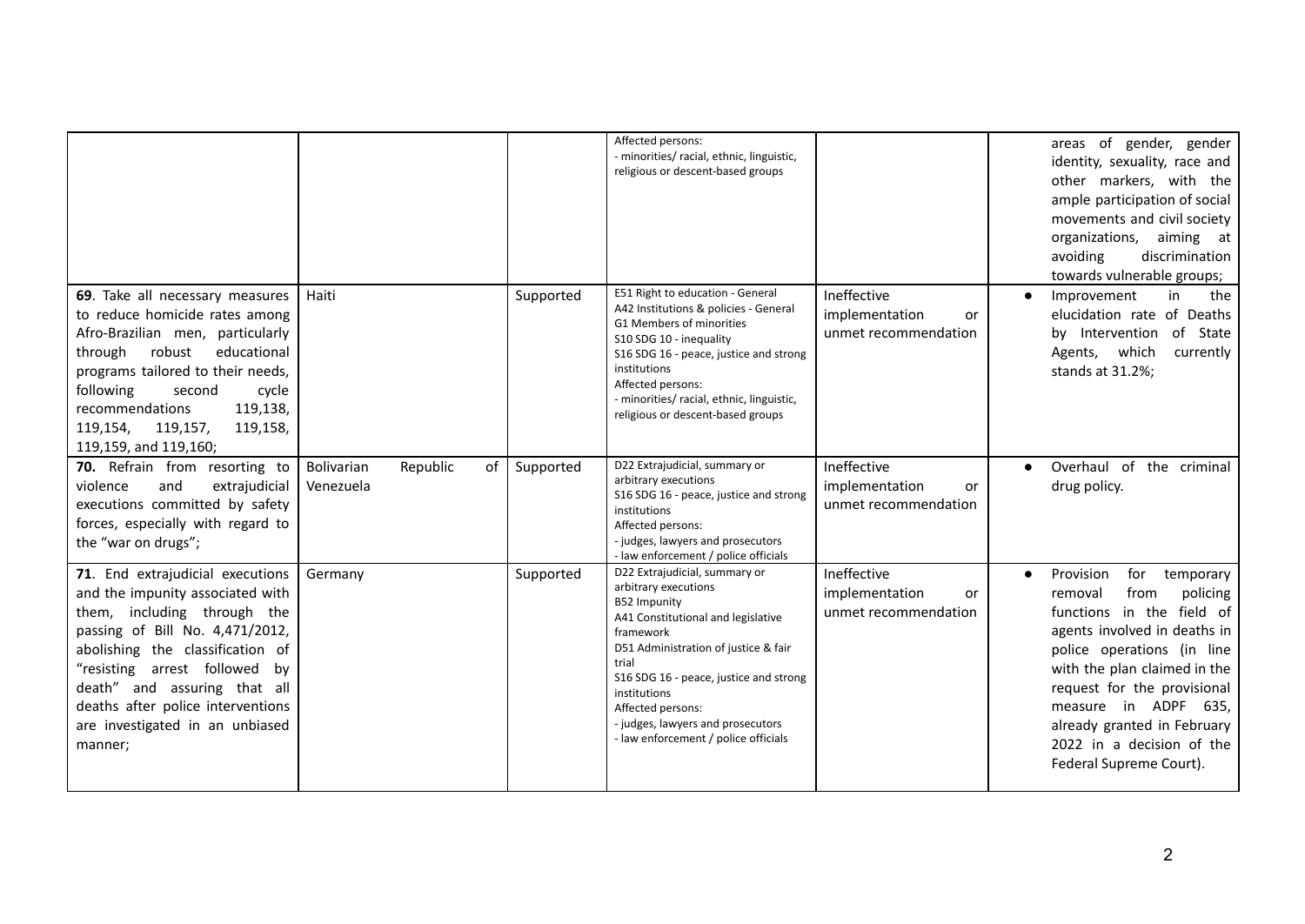| | | | | | |
|---|---|---|---|---|---|
| | | | Affected persons:<br>- minorities/ racial, ethnic, linguistic, religious or descent-based groups | | areas of gender, gender identity, sexuality, race and other markers, with the ample participation of social movements and civil society organizations, aiming at avoiding discrimination towards vulnerable groups; |
| **69**. Take all necessary measures to reduce homicide rates among Afro-Brazilian men, particularly through robust educational programs tailored to their needs, following second cycle recommendations 119,138, 119,154, 119,157, 119,158, 119,159, and 119,160; | Haiti | Supported | E51 Right to education - General<br>A42 Institutions & policies - General<br>G1 Members of minorities<br>S10 SDG 10 - inequality<br>S16 SDG 16 - peace, justice and strong institutions<br>Affected persons:<br>- minorities/ racial, ethnic, linguistic, religious or descent-based groups | Ineffective implementation or unmet recommendation | • Improvement in the elucidation rate of Deaths by Intervention of State Agents, which currently stands at 31.2%; |
| **70.** Refrain from resorting to violence and extrajudicial executions committed by safety forces, especially with regard to the "war on drugs"; | Bolivarian Republic of Venezuela | Supported | D22 Extrajudicial, summary or arbitrary executions<br>S16 SDG 16 - peace, justice and strong institutions<br>Affected persons:<br>- judges, lawyers and prosecutors<br>- law enforcement / police officials | Ineffective implementation or unmet recommendation | • Overhaul of the criminal drug policy. |
| **71**. End extrajudicial executions and the impunity associated with them, including through the passing of Bill No. 4,471/2012, abolishing the classification of "resisting arrest followed by death" and assuring that all deaths after police interventions are investigated in an unbiased manner; | Germany | Supported | D22 Extrajudicial, summary or arbitrary executions<br>B52 Impunity<br>A41 Constitutional and legislative framework<br>D51 Administration of justice & fair trial<br>S16 SDG 16 - peace, justice and strong institutions<br>Affected persons:<br>- judges, lawyers and prosecutors<br>- law enforcement / police officials | Ineffective implementation or unmet recommendation | • Provision for temporary removal from policing functions in the field of agents involved in deaths in police operations (in line with the plan claimed in the request for the provisional measure in ADPF 635, already granted in February 2022 in a decision of the Federal Supreme Court). |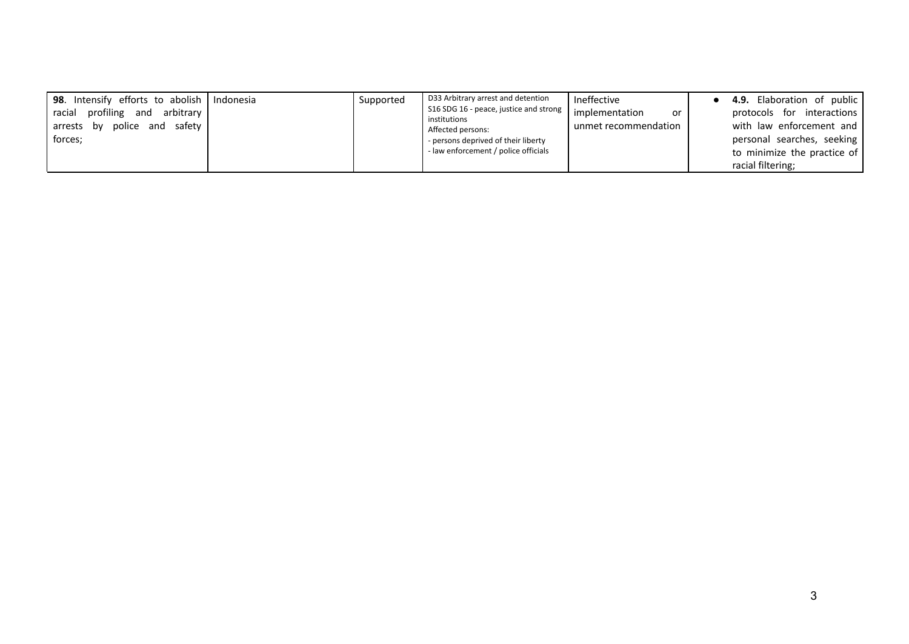| | | | | | |
|---|---|---|---|---|---|
| **98**. Intensify efforts to abolish racial profiling and arbitrary arrests by police and safety forces; | Indonesia | Supported | D33 Arbitrary arrest and detention<br>S16 SDG 16 - peace, justice and strong institutions<br>Affected persons:<br>- persons deprived of their liberty<br>- law enforcement / police officials | Ineffective implementation or unmet recommendation | • **4.9.** Elaboration of public protocols for interactions with law enforcement and personal searches, seeking to minimize the practice of racial filtering; |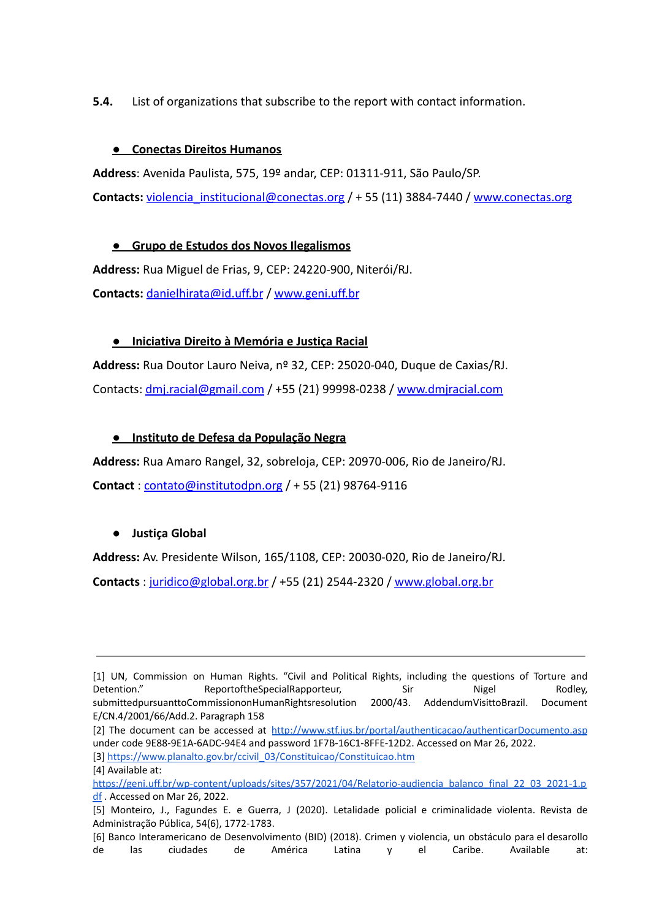**5.4.** List of organizations that subscribe to the report with contact information.

- **Conectas Direitos Humanos**

**Address**: Avenida Paulista, 575, 19º andar, CEP: 01311-911, São Paulo/SP.

**Contacts:** violencia_institucional@conectas.org / + 55 (11) 3884-7440 / www.conectas.org

- **Grupo de Estudos dos Novos Ilegalismos**

**Address:** Rua Miguel de Frias, 9, CEP: 24220-900, Niterói/RJ.

**Contacts:** danielhirata@id.uff.br / www.geni.uff.br

- **Iniciativa Direito à Memória e Justiça Racial**

**Address:** Rua Doutor Lauro Neiva, nº 32, CEP: 25020-040, Duque de Caxias/RJ.

Contacts: dmj.racial@gmail.com / +55 (21) 99998-0238 / www.dmjracial.com

- **Instituto de Defesa da População Negra**

**Address:** Rua Amaro Rangel, 32, sobreloja, CEP: 20970-006, Rio de Janeiro/RJ.

**Contact** : contato@institutodpn.org / + 55 (21) 98764-9116

- **Justiça Global**

**Address:** Av. Presidente Wilson, 165/1108, CEP: 20030-020, Rio de Janeiro/RJ.

**Contacts** : juridico@global.org.br / +55 (21) 2544-2320 / www.global.org.br

---

[1] UN, Commission on Human Rights. "Civil and Political Rights, including the questions of Torture and Detention." ReportoftheSpecialRapporteur, Sir Nigel Rodley, submittedpursuanttoCommissiononHumanRightsresolution 2000/43. AddendumVisittoBrazil. Document E/CN.4/2001/66/Add.2. Paragraph 158

[2] The document can be accessed at http://www.stf.jus.br/portal/authenticacao/authenticarDocumento.asp under code 9E88-9E1A-6ADC-94E4 and password 1F7B-16C1-8FFE-12D2. Accessed on Mar 26, 2022.

[3] https://www.planalto.gov.br/ccivil_03/Constituicao/Constituicao.htm

[4] Available at: https://geni.uff.br/wp-content/uploads/sites/357/2021/04/Relatorio-audiencia_balanco_final_22_03_2021-1.pdf . Accessed on Mar 26, 2022.

[5] Monteiro, J., Fagundes E. e Guerra, J (2020). Letalidade policial e criminalidade violenta. Revista de Administração Pública, 54(6), 1772-1783.

[6] Banco Interamericano de Desenvolvimento (BID) (2018). Crimen y violencia, un obstáculo para el desarollo de las ciudades de América Latina y el Caribe. Available at: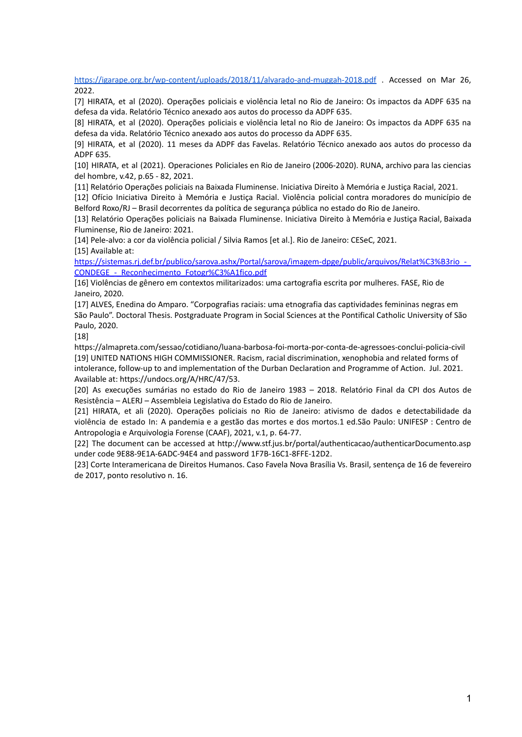https://igarape.org.br/wp-content/uploads/2018/11/alvarado-and-muggah-2018.pdf . Accessed on Mar 26, 2022.

[7] HIRATA, et al (2020). Operações policiais e violência letal no Rio de Janeiro: Os impactos da ADPF 635 na defesa da vida. Relatório Técnico anexado aos autos do processo da ADPF 635.

[8] HIRATA, et al (2020). Operações policiais e violência letal no Rio de Janeiro: Os impactos da ADPF 635 na defesa da vida. Relatório Técnico anexado aos autos do processo da ADPF 635.

[9] HIRATA, et al (2020). 11 meses da ADPF das Favelas. Relatório Técnico anexado aos autos do processo da ADPF 635.

[10] HIRATA, et al (2021). Operaciones Policiales en Rio de Janeiro (2006-2020). RUNA, archivo para las ciencias del hombre, v.42, p.65 - 82, 2021.

[11] Relatório Operações policiais na Baixada Fluminense. Iniciativa Direito à Memória e Justiça Racial, 2021.

[12] Ofício Iniciativa Direito à Memória e Justiça Racial. Violência policial contra moradores do município de Belford Roxo/RJ – Brasil decorrentes da política de segurança pública no estado do Rio de Janeiro.

[13] Relatório Operações policiais na Baixada Fluminense. Iniciativa Direito à Memória e Justiça Racial, Baixada Fluminense, Rio de Janeiro: 2021.

[14] Pele-alvo: a cor da violência policial / Silvia Ramos [et al.]. Rio de Janeiro: CESeC, 2021.

[15] Available at: https://sistemas.rj.def.br/publico/sarova.ashx/Portal/sarova/imagem-dpge/public/arquivos/Relat%C3%B3rio_-_CONDEGE_-_Reconhecimento_Fotogr%C3%A1fico.pdf

[16] Violências de gênero em contextos militarizados: uma cartografia escrita por mulheres. FASE, Rio de Janeiro, 2020.

[17] ALVES, Enedina do Amparo. "Corpografias raciais: uma etnografia das captividades femininas negras em São Paulo". Doctoral Thesis. Postgraduate Program in Social Sciences at the Pontifical Catholic University of São Paulo, 2020.

[18] https://almapreta.com/sessao/cotidiano/luana-barbosa-foi-morta-por-conta-de-agressoes-conclui-policia-civil

[19] UNITED NATIONS HIGH COMMISSIONER. Racism, racial discrimination, xenophobia and related forms of intolerance, follow-up to and implementation of the Durban Declaration and Programme of Action. Jul. 2021. Available at: https://undocs.org/A/HRC/47/53.

[20] As execuções sumárias no estado do Rio de Janeiro 1983 – 2018. Relatório Final da CPI dos Autos de Resistência – ALERJ – Assembleia Legislativa do Estado do Rio de Janeiro.

[21] HIRATA, et ali (2020). Operações policiais no Rio de Janeiro: ativismo de dados e detectabilidade da violência de estado In: A pandemia e a gestão das mortes e dos mortos.1 ed.São Paulo: UNIFESP : Centro de Antropologia e Arquivologia Forense (CAAF), 2021, v.1, p. 64-77.

[22] The document can be accessed at http://www.stf.jus.br/portal/authenticacao/authenticarDocumento.asp under code 9E88-9E1A-6ADC-94E4 and password 1F7B-16C1-8FFE-12D2.

[23] Corte Interamericana de Direitos Humanos. Caso Favela Nova Brasília Vs. Brasil, sentença de 16 de fevereiro de 2017, ponto resolutivo n. 16.